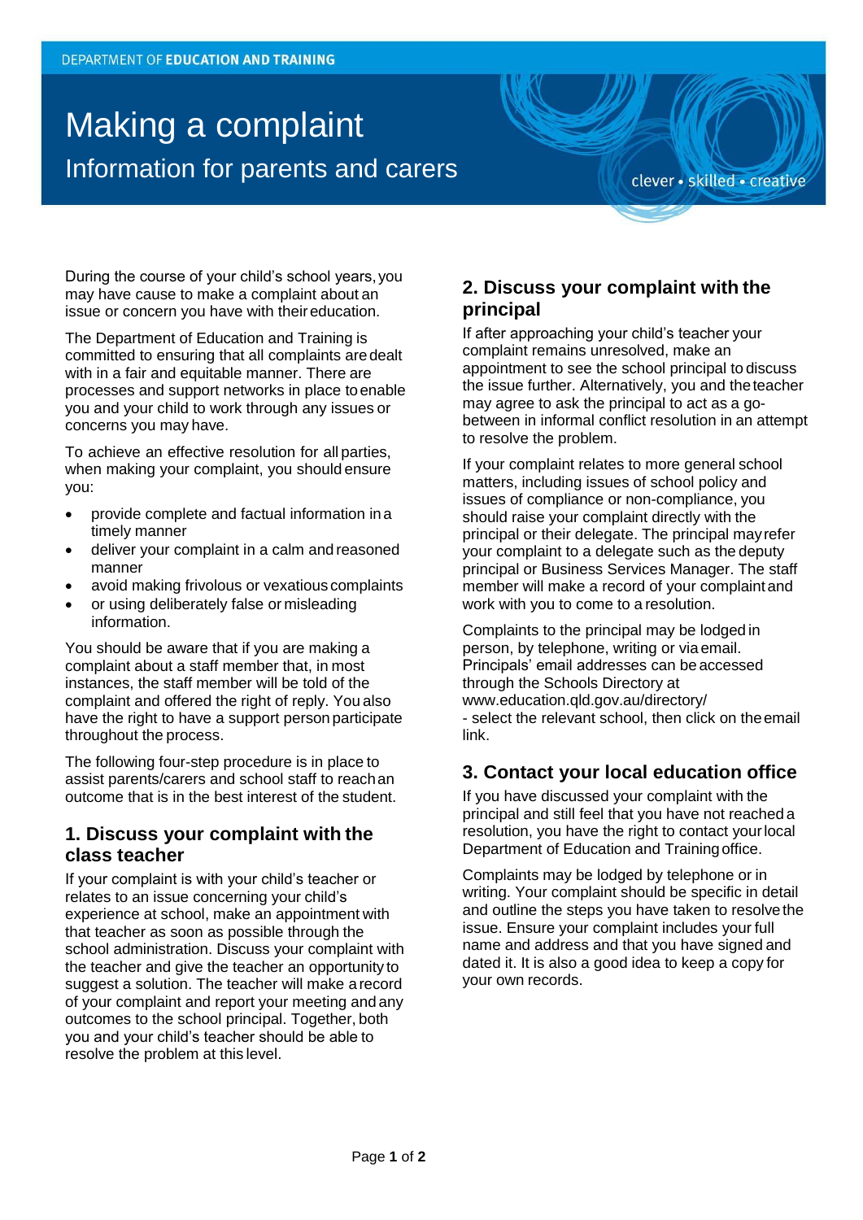DEPARTMENT OF **EDUCATION AND TRAINING**

# Making a complaint

## Information for parents and carers

clever • skilled • creative

During the course of your child's school years, you may have cause to make a complaint about an issue or concern you have with their education.

The Department of Education and Training is committed to ensuring that all complaints are dealt with in a fair and equitable manner. There are processes and support networks in place to enable you and your child to work through any issues or concerns you may have.

To achieve an effective resolution for all parties, when making your complaint, you should ensure you:

- provide complete and factual information in a timely manner
- deliver your complaint in a calm and reasoned manner
- avoid making frivolous or vexatious complaints
- or using deliberately false or misleading information.

You should be aware that if you are making a complaint about a staff member that, in most instances, the staff member will be told of the complaint and offered the right of reply. You also have the right to have a support person participate throughout the process.

The following four-step procedure is in place to assist parents/carers and school staff to reach an outcome that is in the best interest of the student.

### 1. Discuss your complaint with the class teacher

If your complaint is with your child's teacher or relates to an issue concerning your child's experience at school, make an appointment with that teacher as soon as possible through the school administration. Discuss your complaint with the teacher and give the teacher an opportunity to suggest a solution. The teacher will make a record of your complaint and report your meeting and any outcomes to the school principal. Together, both you and your child's teacher should be able to resolve the problem at this level.

### 2. Discuss your complaint with the principal

If after approaching your child's teacher your complaint remains unresolved, make an appointment to see the school principal to discuss the issue further. Alternatively, you and the teacher may agree to ask the principal to act as a go-between in informal conflict resolution in an attempt to resolve the problem.

If your complaint relates to more general school matters, including issues of school policy and issues of compliance or non-compliance, you should raise your complaint directly with the principal or their delegate. The principal may refer your complaint to a delegate such as the deputy principal or Business Services Manager. The staff member will make a record of your complaint and work with you to come to a resolution.

Complaints to the principal may be lodged in person, by telephone, writing or via email. Principals' email addresses can be accessed through the Schools Directory at www.education.qld.gov.au/directory/
- select the relevant school, then click on the email link.

### 3. Contact your local education office

If you have discussed your complaint with the principal and still feel that you have not reached a resolution, you have the right to contact your local Department of Education and Training office.

Complaints may be lodged by telephone or in writing. Your complaint should be specific in detail and outline the steps you have taken to resolve the issue. Ensure your complaint includes your full name and address and that you have signed and dated it. It is also a good idea to keep a copy for your own records.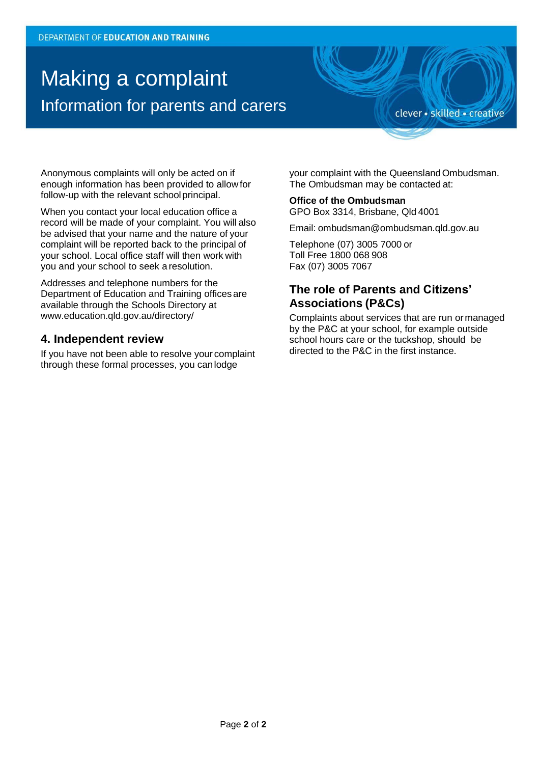# Making a complaint

## Information for parents and carers

Anonymous complaints will only be acted on if enough information has been provided to allow for follow-up with the relevant school principal.

When you contact your local education office a record will be made of your complaint. You will also be advised that your name and the nature of your complaint will be reported back to the principal of your school. Local office staff will then work with you and your school to seek a resolution.

Addresses and telephone numbers for the Department of Education and Training offices are available through the Schools Directory at www.education.qld.gov.au/directory/

### 4. Independent review

If you have not been able to resolve your complaint through these formal processes, you can lodge your complaint with the Queensland Ombudsman. The Ombudsman may be contacted at:

**Office of the Ombudsman**
GPO Box 3314, Brisbane, Qld 4001

Email: ombudsman@ombudsman.qld.gov.au

Telephone (07) 3005 7000 or
Toll Free 1800 068 908
Fax (07) 3005 7067

### The role of Parents and Citizens' Associations (P&Cs)

Complaints about services that are run or managed by the P&C at your school, for example outside school hours care or the tuckshop, should be directed to the P&C in the first instance.